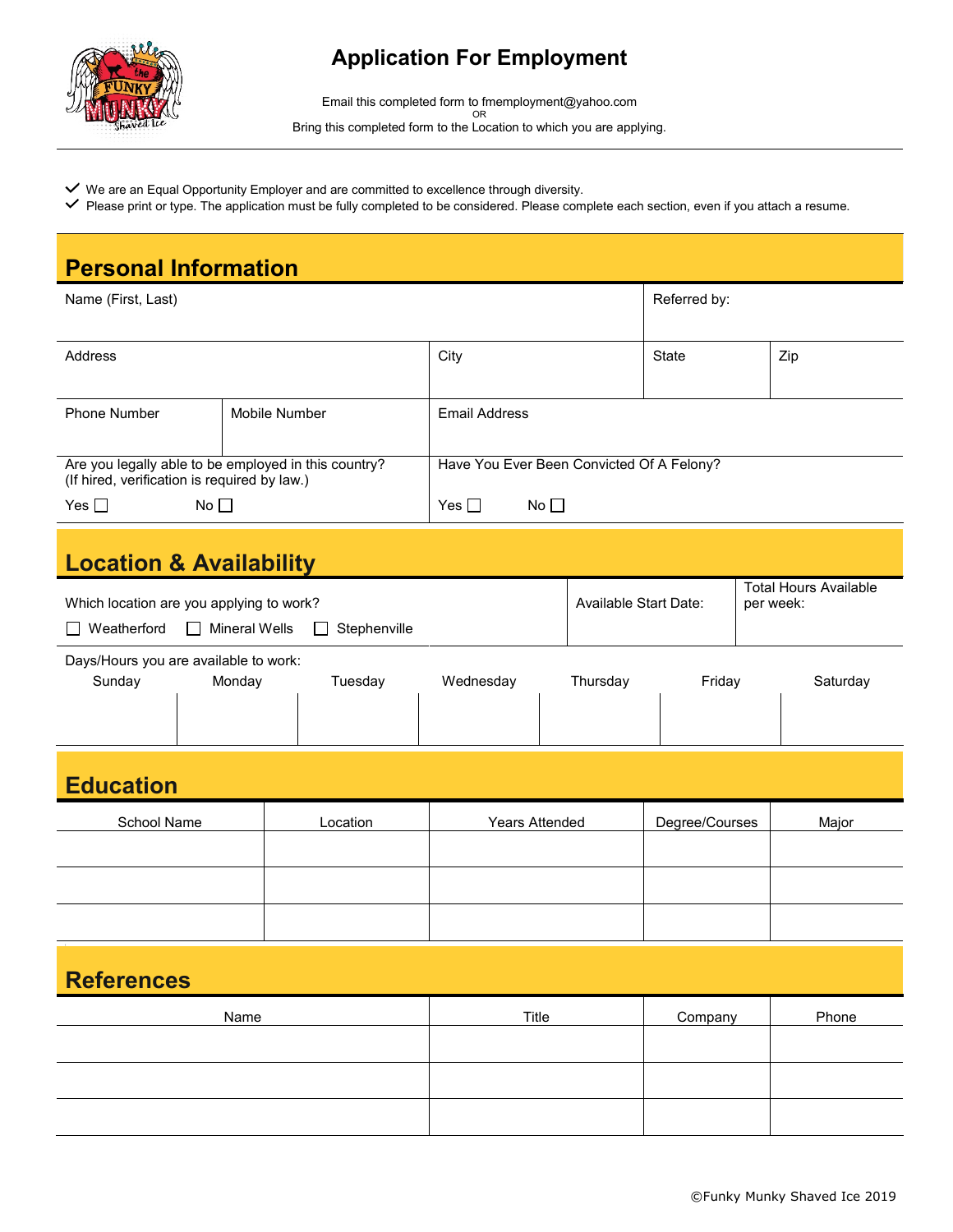# Application For Employment

Email this completed form to fmemployment@yahoo.com
OR
Bring this completed form to the Location to which you are applying.

- ✓ We are an Equal Opportunity Employer and are committed to excellence through diversity.
- ✓ Please print or type. The application must be fully completed to be considered. Please complete each section, even if you attach a resume.

## Personal Information

| Name (First, Last) | | | Referred by: | |
|---|---|---|---|---|
| Address | | City | State | Zip |
| Phone Number | Mobile Number | Email Address | | |

Are you legally able to be employed in this country?
(If hired, verification is required by law.)

Yes ☐ No ☐

Have You Ever Been Convicted Of A Felony?

Yes ☐ No ☐

## Location & Availability

Which location are you applying to work?

☐ Weatherford ☐ Mineral Wells ☐ Stephenville

Available Start Date:

Total Hours Available per week:

Days/Hours you are available to work:

| Sunday | Monday | Tuesday | Wednesday | Thursday | Friday | Saturday |
|---|---|---|---|---|---|---|
| | | | | | | |

## Education

| School Name | Location | Years Attended | Degree/Courses | Major |
|---|---|---|---|---|
| | | | | |
| | | | | |
| | | | | |

## References

| Name | Title | Company | Phone |
|---|---|---|---|
| | | | |
| | | | |
| | | | |

©Funky Munky Shaved Ice 2019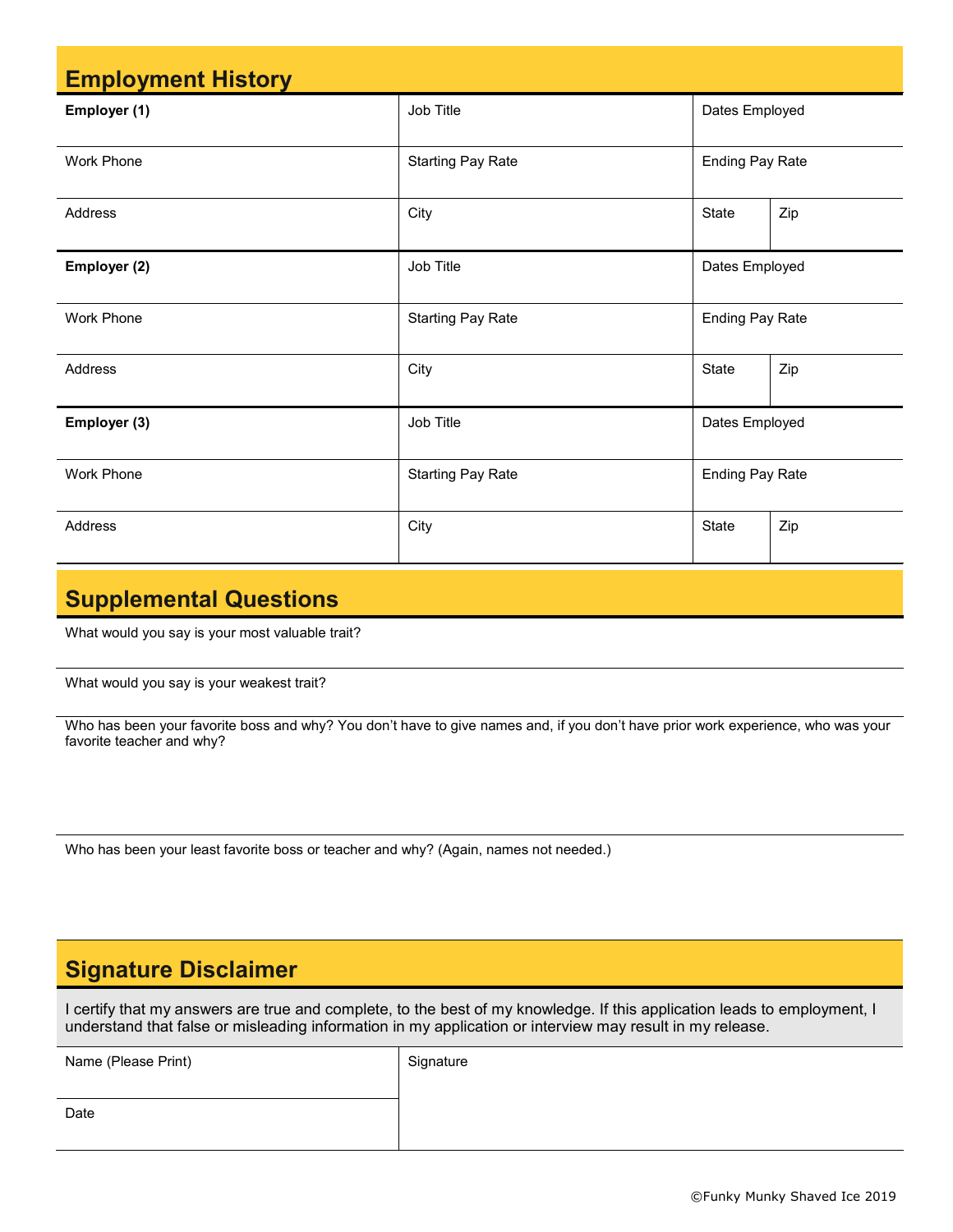## Employment History

| | | | |
|---|---|---|---|
| **Employer (1)** | Job Title | Dates Employed | |
| Work Phone | Starting Pay Rate | Ending Pay Rate | |
| Address | City | State | Zip |
| **Employer (2)** | Job Title | Dates Employed | |
| Work Phone | Starting Pay Rate | Ending Pay Rate | |
| Address | City | State | Zip |
| **Employer (3)** | Job Title | Dates Employed | |
| Work Phone | Starting Pay Rate | Ending Pay Rate | |
| Address | City | State | Zip |

## Supplemental Questions

What would you say is your most valuable trait?

What would you say is your weakest trait?

Who has been your favorite boss and why? You don't have to give names and, if you don't have prior work experience, who was your favorite teacher and why?

Who has been your least favorite boss or teacher and why? (Again, names not needed.)

## Signature Disclaimer

I certify that my answers are true and complete, to the best of my knowledge. If this application leads to employment, I understand that false or misleading information in my application or interview may result in my release.

| | |
|---|---|
| Name (Please Print) | Signature |
| Date | |

©Funky Munky Shaved Ice 2019